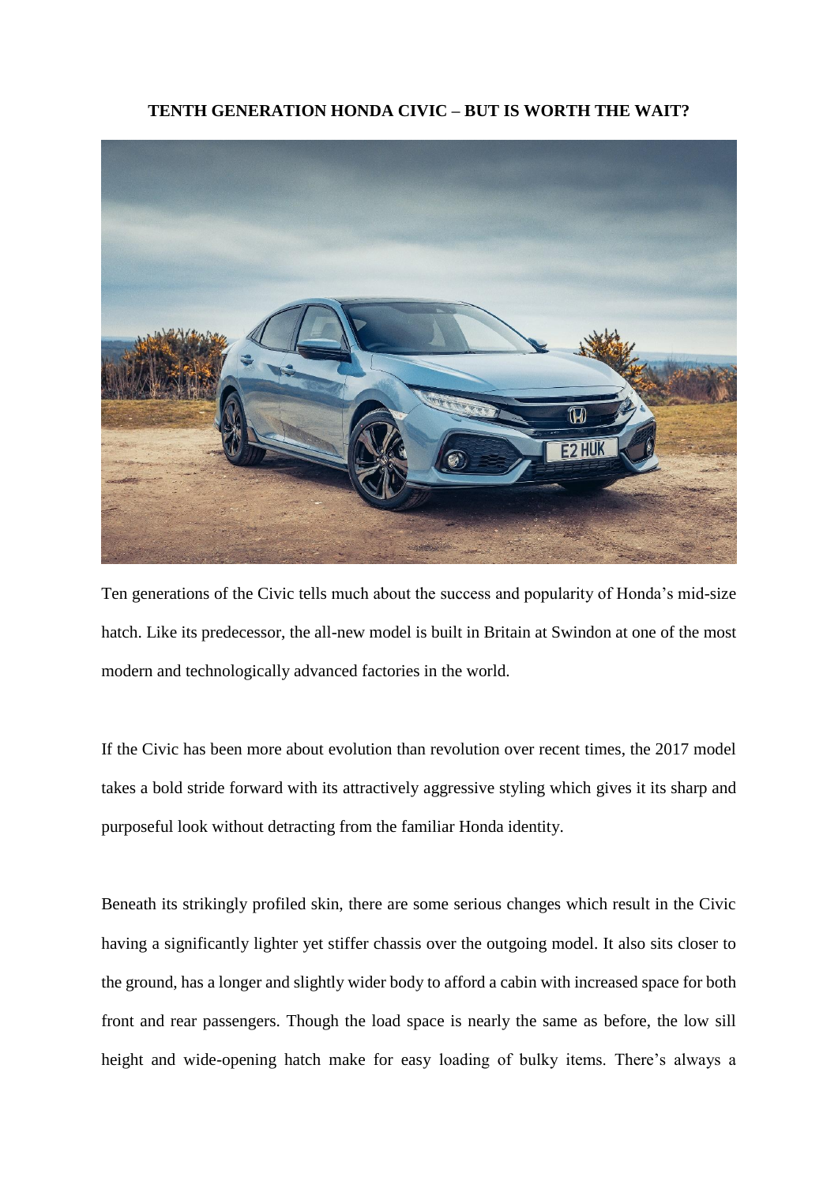**TENTH GENERATION HONDA CIVIC – BUT IS WORTH THE WAIT?**

Ten generations of the Civic tells much about the success and popularity of Honda's mid-size hatch. Like its predecessor, the all-new model is built in Britain at Swindon at one of the most modern and technologically advanced factories in the world.

If the Civic has been more about evolution than revolution over recent times, the 2017 model takes a bold stride forward with its attractively aggressive styling which gives it its sharp and purposeful look without detracting from the familiar Honda identity.

Beneath its strikingly profiled skin, there are some serious changes which result in the Civic having a significantly lighter yet stiffer chassis over the outgoing model. It also sits closer to the ground, has a longer and slightly wider body to afford a cabin with increased space for both front and rear passengers. Though the load space is nearly the same as before, the low sill height and wide-opening hatch make for easy loading of bulky items. There's always a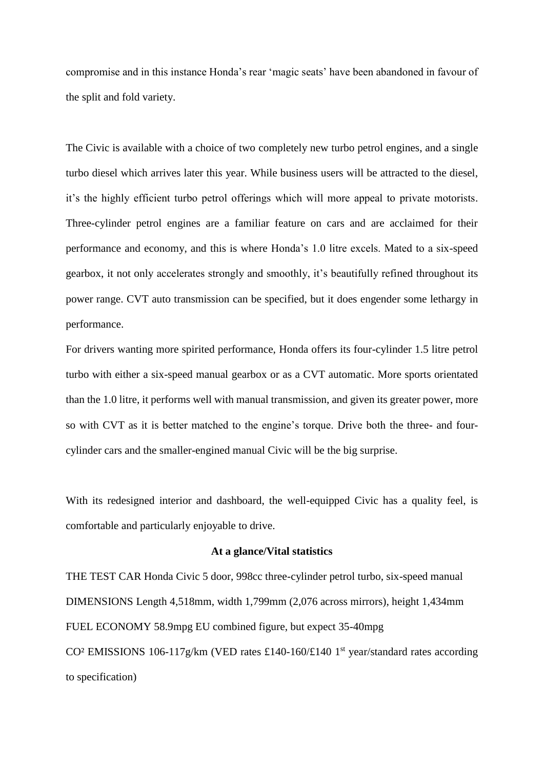compromise and in this instance Honda's rear 'magic seats' have been abandoned in favour of the split and fold variety.

The Civic is available with a choice of two completely new turbo petrol engines, and a single turbo diesel which arrives later this year. While business users will be attracted to the diesel, it's the highly efficient turbo petrol offerings which will more appeal to private motorists. Three-cylinder petrol engines are a familiar feature on cars and are acclaimed for their performance and economy, and this is where Honda's 1.0 litre excels. Mated to a six-speed gearbox, it not only accelerates strongly and smoothly, it's beautifully refined throughout its power range. CVT auto transmission can be specified, but it does engender some lethargy in performance.

For drivers wanting more spirited performance, Honda offers its four-cylinder 1.5 litre petrol turbo with either a six-speed manual gearbox or as a CVT automatic. More sports orientated than the 1.0 litre, it performs well with manual transmission, and given its greater power, more so with CVT as it is better matched to the engine's torque. Drive both the three- and four-cylinder cars and the smaller-engined manual Civic will be the big surprise.

With its redesigned interior and dashboard, the well-equipped Civic has a quality feel, is comfortable and particularly enjoyable to drive.

**At a glance/Vital statistics**

THE TEST CAR Honda Civic 5 door, 998cc three-cylinder petrol turbo, six-speed manual

DIMENSIONS Length 4,518mm, width 1,799mm (2,076 across mirrors), height 1,434mm

FUEL ECONOMY 58.9mpg EU combined figure, but expect 35-40mpg

$CO^2$ EMISSIONS 106-117g/km (VED rates £140-160/£140 1st year/standard rates according to specification)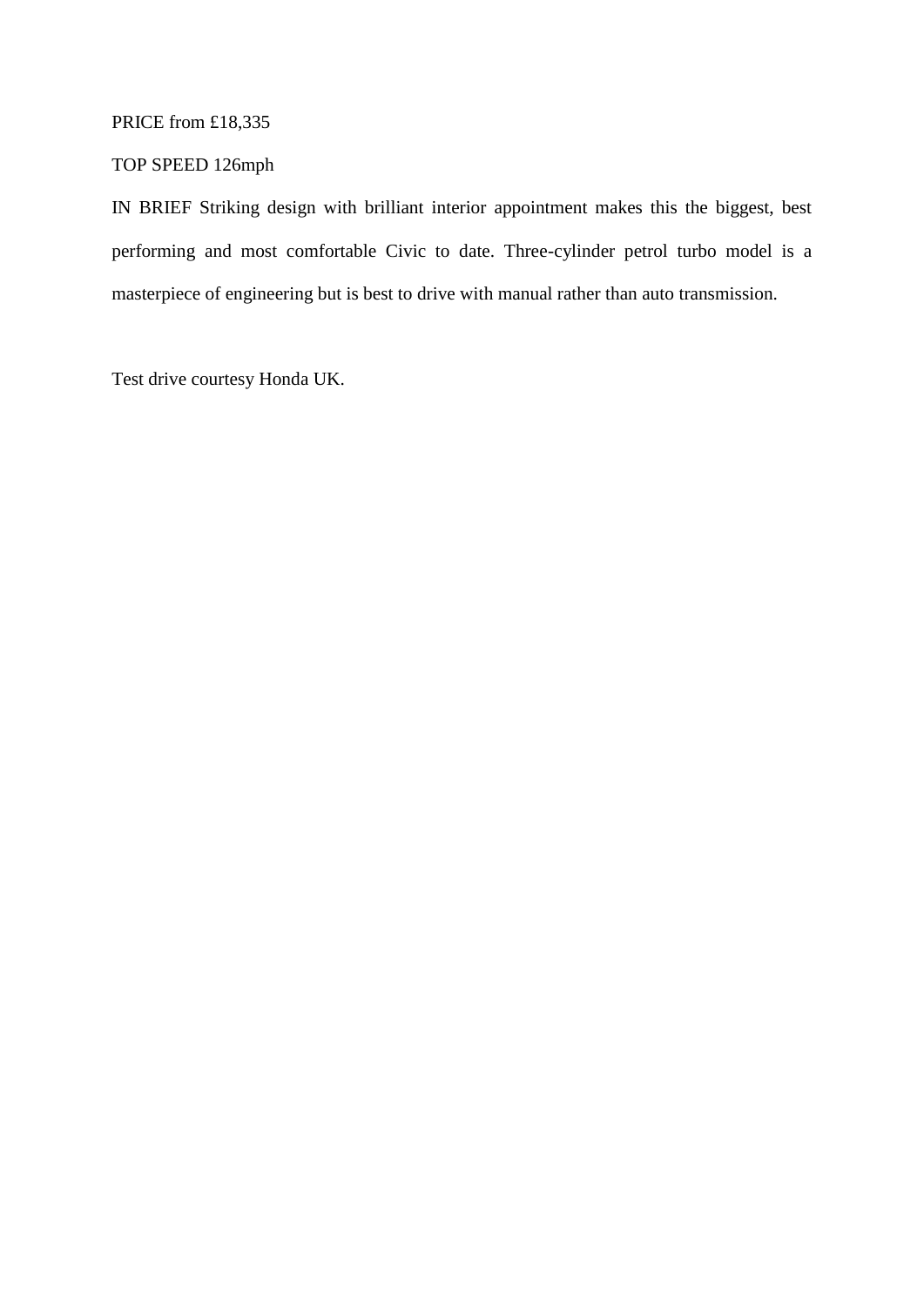PRICE from £18,335

TOP SPEED 126mph

IN BRIEF Striking design with brilliant interior appointment makes this the biggest, best performing and most comfortable Civic to date. Three-cylinder petrol turbo model is a masterpiece of engineering but is best to drive with manual rather than auto transmission.

Test drive courtesy Honda UK.